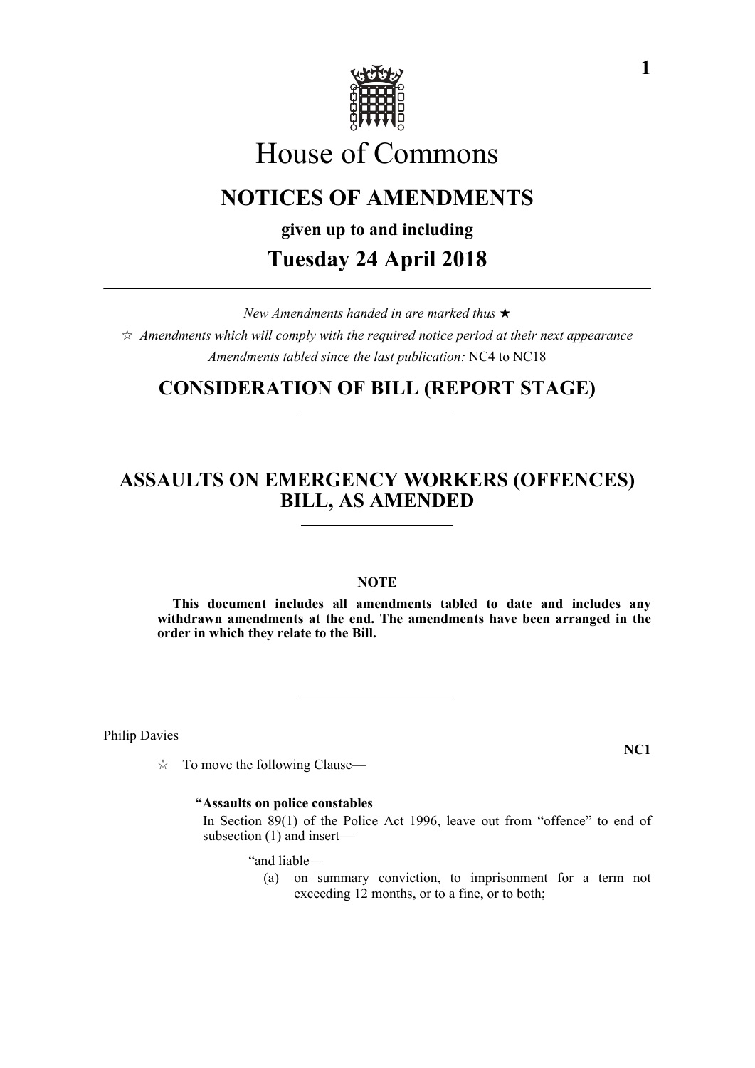# House of Commons

## NOTICES OF AMENDMENTS

**given up to and including**

## Tuesday 24 April 2018

*New Amendments handed in are marked thus* ★

☆ *Amendments which will comply with the required notice period at their next appearance*

*Amendments tabled since the last publication:* NC4 to NC18

## CONSIDERATION OF BILL (REPORT STAGE)

## ASSAULTS ON EMERGENCY WORKERS (OFFENCES) BILL, AS AMENDED

**NOTE**

**This document includes all amendments tabled to date and includes any withdrawn amendments at the end. The amendments have been arranged in the order in which they relate to the Bill.**

Philip Davies

**NC1**

☆ To move the following Clause—

**"Assaults on police constables**

In Section 89(1) of the Police Act 1996, leave out from "offence" to end of subsection (1) and insert—

"and liable—

(a) on summary conviction, to imprisonment for a term not exceeding 12 months, or to a fine, or to both;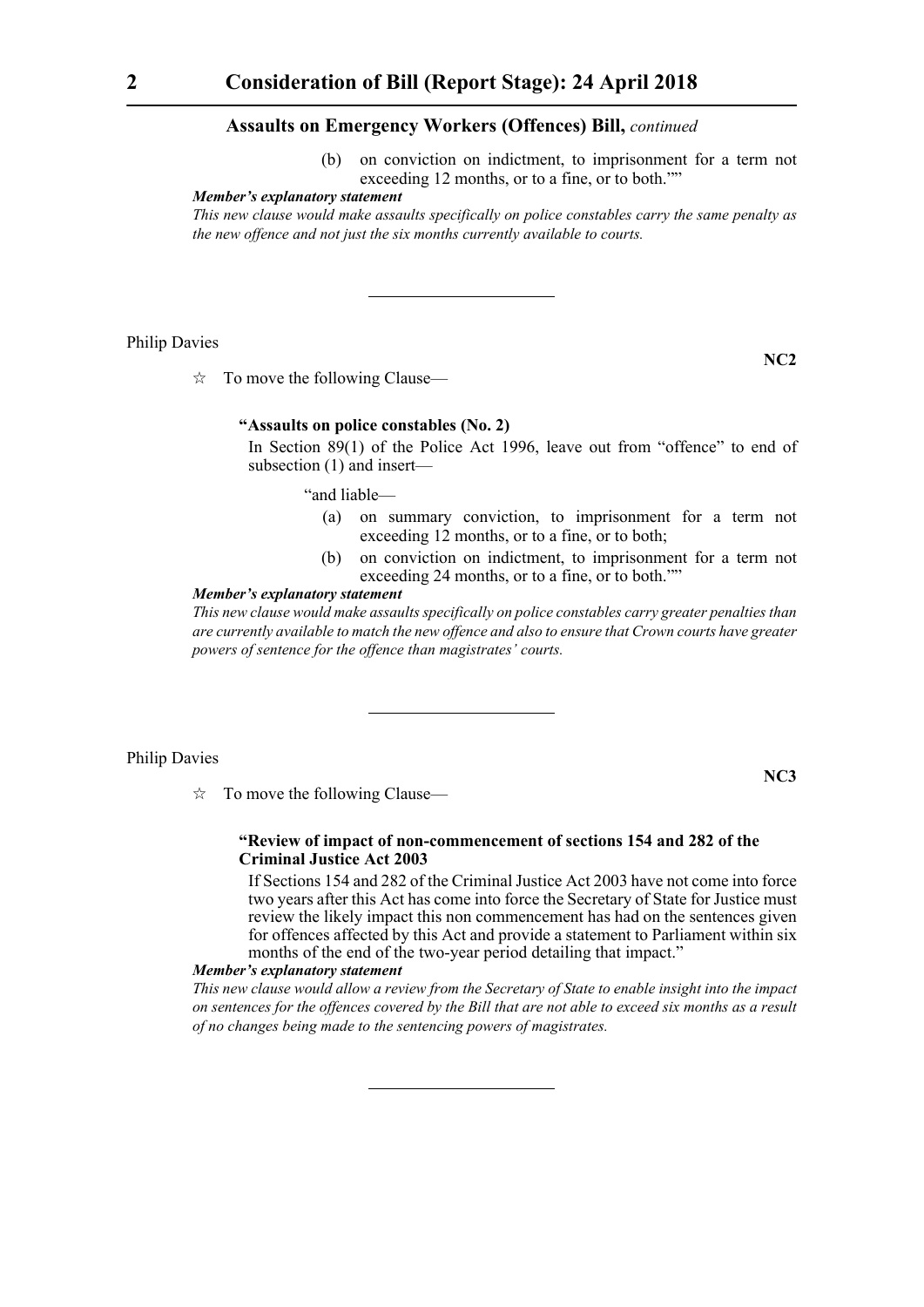(b) on conviction on indictment, to imprisonment for a term not exceeding 12 months, or to a fine, or to both.""

***Member's explanatory statement***

*This new clause would make assaults specifically on police constables carry the same penalty as the new offence and not just the six months currently available to courts.*

---

Philip Davies

**NC2**

☆ To move the following Clause—

**"Assaults on police constables (No. 2)**

In Section 89(1) of the Police Act 1996, leave out from "offence" to end of subsection (1) and insert—

"and liable—

(a) on summary conviction, to imprisonment for a term not exceeding 12 months, or to a fine, or to both;

(b) on conviction on indictment, to imprisonment for a term not exceeding 24 months, or to a fine, or to both.""

***Member's explanatory statement***

*This new clause would make assaults specifically on police constables carry greater penalties than are currently available to match the new offence and also to ensure that Crown courts have greater powers of sentence for the offence than magistrates' courts.*

---

Philip Davies

**NC3**

☆ To move the following Clause—

**"Review of impact of non-commencement of sections 154 and 282 of the Criminal Justice Act 2003**

If Sections 154 and 282 of the Criminal Justice Act 2003 have not come into force two years after this Act has come into force the Secretary of State for Justice must review the likely impact this non commencement has had on the sentences given for offences affected by this Act and provide a statement to Parliament within six months of the end of the two-year period detailing that impact."

***Member's explanatory statement***

*This new clause would allow a review from the Secretary of State to enable insight into the impact on sentences for the offences covered by the Bill that are not able to exceed six months as a result of no changes being made to the sentencing powers of magistrates.*

---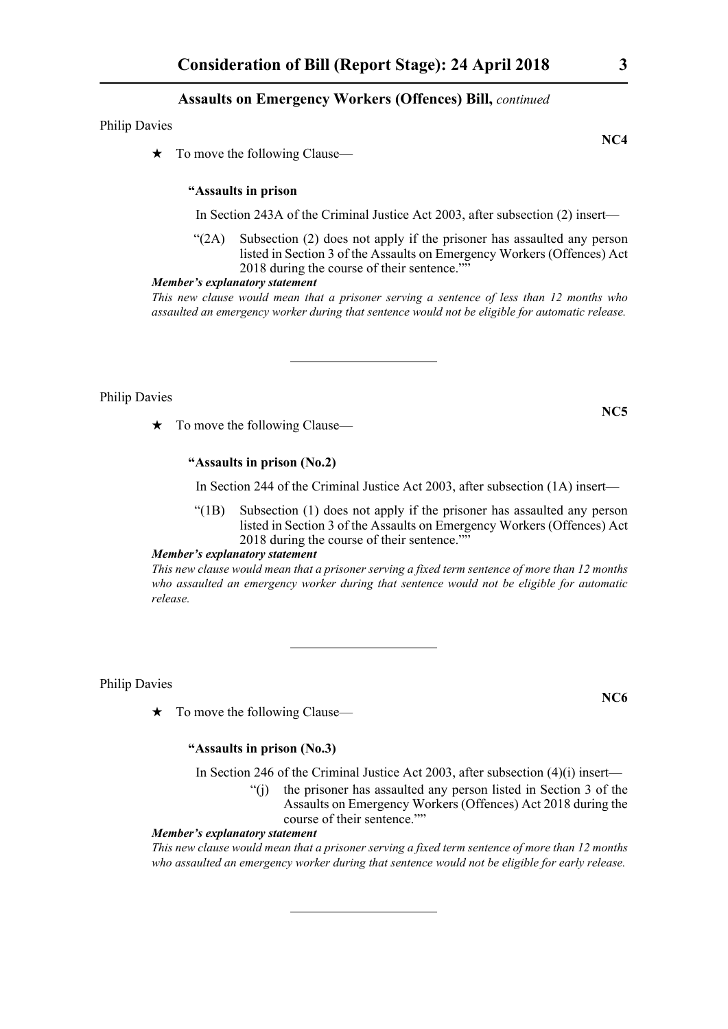Philip Davies

**NC4**

★ To move the following Clause—

**"Assaults in prison**

In Section 243A of the Criminal Justice Act 2003, after subsection (2) insert—

"(2A) Subsection (2) does not apply if the prisoner has assaulted any person listed in Section 3 of the Assaults on Emergency Workers (Offences) Act 2018 during the course of their sentence.""

***Member's explanatory statement***

*This new clause would mean that a prisoner serving a sentence of less than 12 months who assaulted an emergency worker during that sentence would not be eligible for automatic release.*

---

Philip Davies

**NC5**

★ To move the following Clause—

**"Assaults in prison (No.2)**

In Section 244 of the Criminal Justice Act 2003, after subsection (1A) insert—

"(1B) Subsection (1) does not apply if the prisoner has assaulted any person listed in Section 3 of the Assaults on Emergency Workers (Offences) Act 2018 during the course of their sentence.""

***Member's explanatory statement***

*This new clause would mean that a prisoner serving a fixed term sentence of more than 12 months who assaulted an emergency worker during that sentence would not be eligible for automatic release.*

---

Philip Davies

**NC6**

★ To move the following Clause—

**"Assaults in prison (No.3)**

In Section 246 of the Criminal Justice Act 2003, after subsection (4)(i) insert—

"(j) the prisoner has assaulted any person listed in Section 3 of the Assaults on Emergency Workers (Offences) Act 2018 during the course of their sentence.""

***Member's explanatory statement***

*This new clause would mean that a prisoner serving a fixed term sentence of more than 12 months who assaulted an emergency worker during that sentence would not be eligible for early release.*

---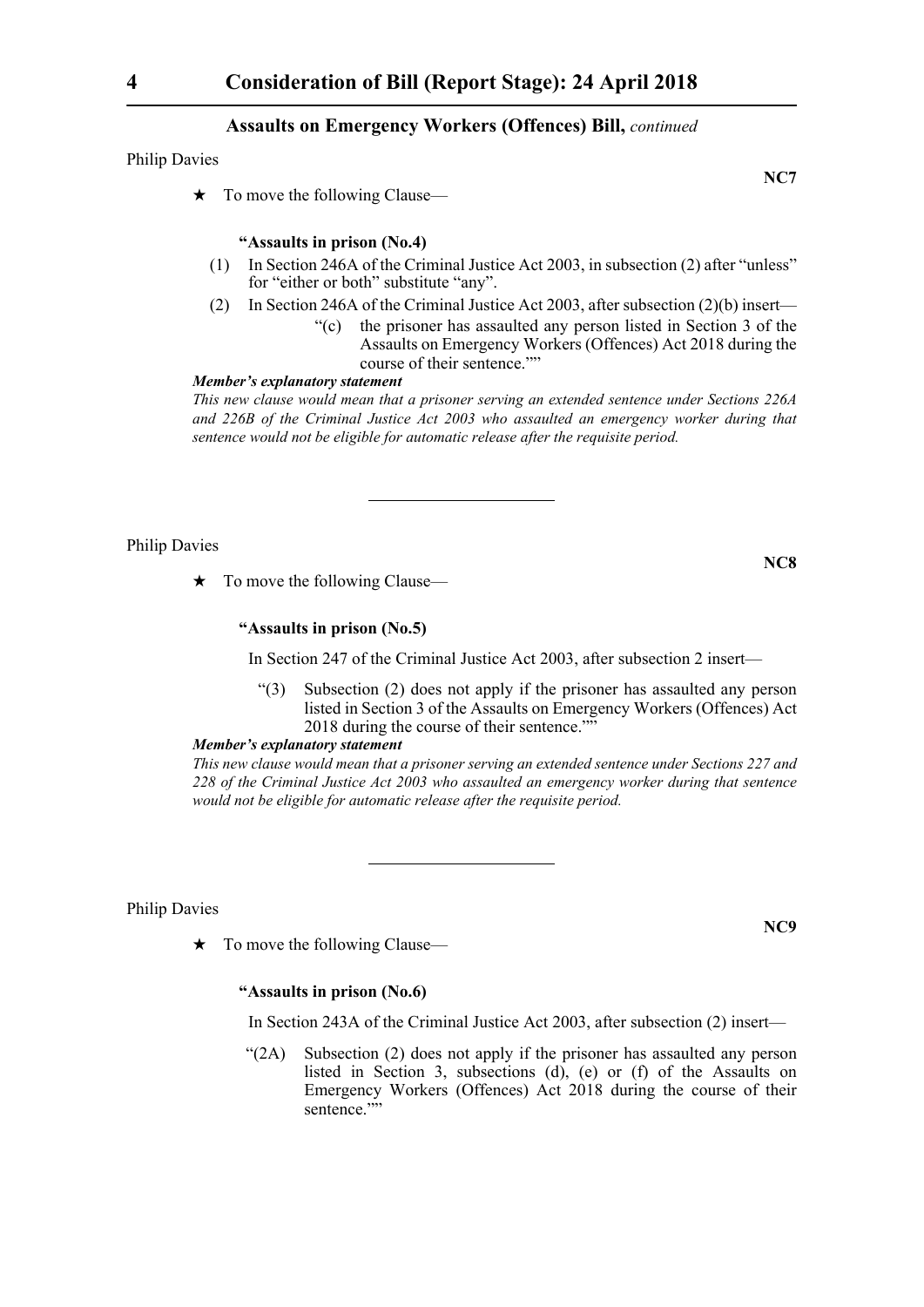**Assaults on Emergency Workers (Offences) Bill,** *continued*

Philip Davies

**NC7**

★ To move the following Clause—

**"Assaults in prison (No.4)**

(1) In Section 246A of the Criminal Justice Act 2003, in subsection (2) after "unless" for "either or both" substitute "any".

(2) In Section 246A of the Criminal Justice Act 2003, after subsection (2)(b) insert—

"(c) the prisoner has assaulted any person listed in Section 3 of the Assaults on Emergency Workers (Offences) Act 2018 during the course of their sentence.""

***Member's explanatory statement***

*This new clause would mean that a prisoner serving an extended sentence under Sections 226A and 226B of the Criminal Justice Act 2003 who assaulted an emergency worker during that sentence would not be eligible for automatic release after the requisite period.*

---

Philip Davies

**NC8**

★ To move the following Clause—

**"Assaults in prison (No.5)**

In Section 247 of the Criminal Justice Act 2003, after subsection 2 insert—

"(3) Subsection (2) does not apply if the prisoner has assaulted any person listed in Section 3 of the Assaults on Emergency Workers (Offences) Act 2018 during the course of their sentence.""

***Member's explanatory statement***

*This new clause would mean that a prisoner serving an extended sentence under Sections 227 and 228 of the Criminal Justice Act 2003 who assaulted an emergency worker during that sentence would not be eligible for automatic release after the requisite period.*

---

Philip Davies

**NC9**

★ To move the following Clause—

**"Assaults in prison (No.6)**

In Section 243A of the Criminal Justice Act 2003, after subsection (2) insert—

"(2A) Subsection (2) does not apply if the prisoner has assaulted any person listed in Section 3, subsections (d), (e) or (f) of the Assaults on Emergency Workers (Offences) Act 2018 during the course of their sentence.""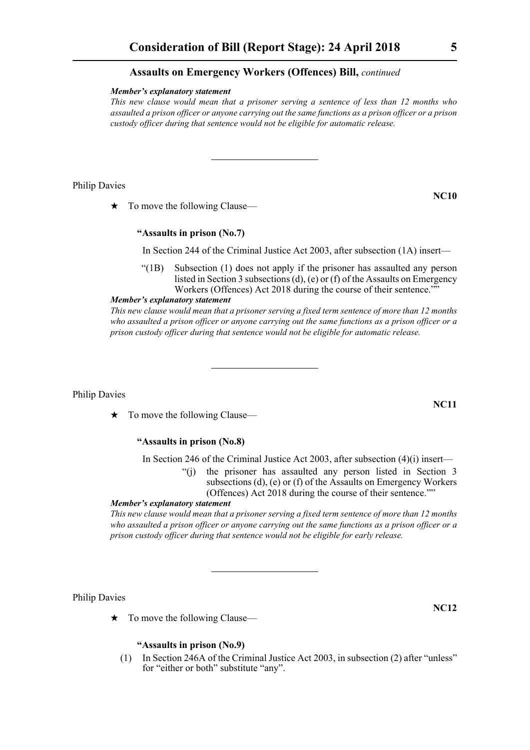**Assaults on Emergency Workers (Offences) Bill,** *continued*

***Member's explanatory statement***

*This new clause would mean that a prisoner serving a sentence of less than 12 months who assaulted a prison officer or anyone carrying out the same functions as a prison officer or a prison custody officer during that sentence would not be eligible for automatic release.*

---

Philip Davies

**NC10**

★ To move the following Clause—

**"Assaults in prison (No.7)**

In Section 244 of the Criminal Justice Act 2003, after subsection (1A) insert—

"(1B) Subsection (1) does not apply if the prisoner has assaulted any person listed in Section 3 subsections (d), (e) or (f) of the Assaults on Emergency Workers (Offences) Act 2018 during the course of their sentence.""

***Member's explanatory statement***

*This new clause would mean that a prisoner serving a fixed term sentence of more than 12 months who assaulted a prison officer or anyone carrying out the same functions as a prison officer or a prison custody officer during that sentence would not be eligible for automatic release.*

---

Philip Davies

**NC11**

★ To move the following Clause—

**"Assaults in prison (No.8)**

In Section 246 of the Criminal Justice Act 2003, after subsection (4)(i) insert—

"(j) the prisoner has assaulted any person listed in Section 3 subsections (d), (e) or (f) of the Assaults on Emergency Workers (Offences) Act 2018 during the course of their sentence.""

***Member's explanatory statement***

*This new clause would mean that a prisoner serving a fixed term sentence of more than 12 months who assaulted a prison officer or anyone carrying out the same functions as a prison officer or a prison custody officer during that sentence would not be eligible for early release.*

---

Philip Davies

**NC12**

★ To move the following Clause—

**"Assaults in prison (No.9)**

(1) In Section 246A of the Criminal Justice Act 2003, in subsection (2) after "unless" for "either or both" substitute "any".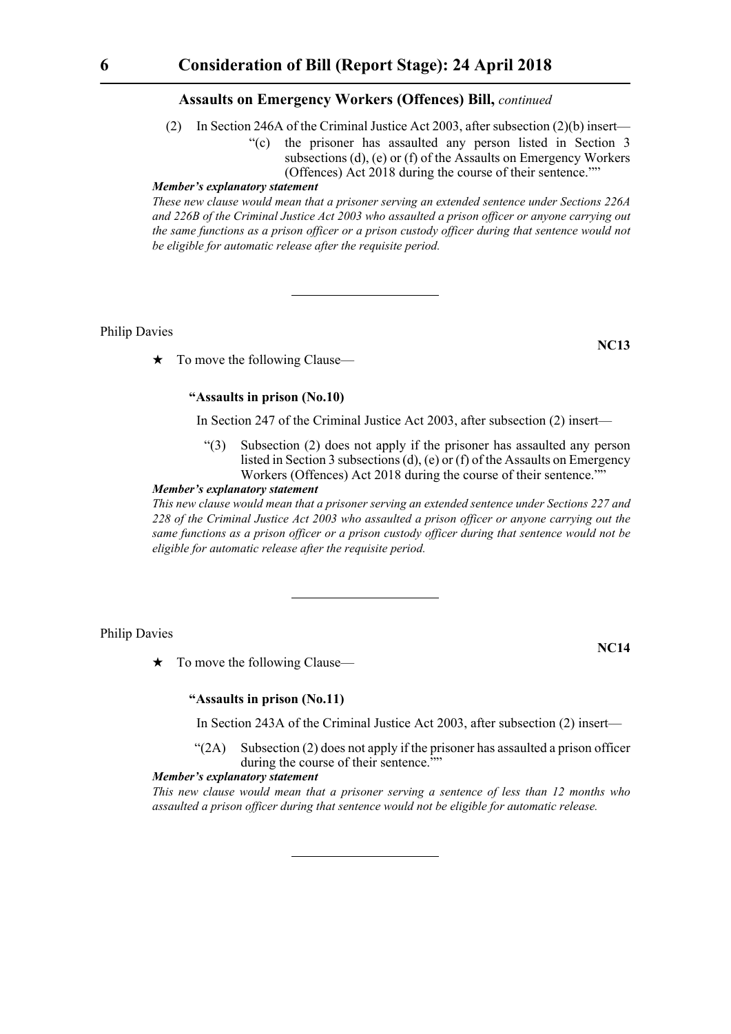**Assaults on Emergency Workers (Offences) Bill,** *continued*

(2) In Section 246A of the Criminal Justice Act 2003, after subsection (2)(b) insert—

"(c) the prisoner has assaulted any person listed in Section 3 subsections (d), (e) or (f) of the Assaults on Emergency Workers (Offences) Act 2018 during the course of their sentence.""

***Member's explanatory statement***

*These new clause would mean that a prisoner serving an extended sentence under Sections 226A and 226B of the Criminal Justice Act 2003 who assaulted a prison officer or anyone carrying out the same functions as a prison officer or a prison custody officer during that sentence would not be eligible for automatic release after the requisite period.*

---

Philip Davies

**NC13**

★ To move the following Clause—

**"Assaults in prison (No.10)**

In Section 247 of the Criminal Justice Act 2003, after subsection (2) insert—

"(3) Subsection (2) does not apply if the prisoner has assaulted any person listed in Section 3 subsections (d), (e) or (f) of the Assaults on Emergency Workers (Offences) Act 2018 during the course of their sentence.""

***Member's explanatory statement***

*This new clause would mean that a prisoner serving an extended sentence under Sections 227 and 228 of the Criminal Justice Act 2003 who assaulted a prison officer or anyone carrying out the same functions as a prison officer or a prison custody officer during that sentence would not be eligible for automatic release after the requisite period.*

---

Philip Davies

**NC14**

★ To move the following Clause—

**"Assaults in prison (No.11)**

In Section 243A of the Criminal Justice Act 2003, after subsection (2) insert—

"(2A) Subsection (2) does not apply if the prisoner has assaulted a prison officer during the course of their sentence.""

***Member's explanatory statement***

*This new clause would mean that a prisoner serving a sentence of less than 12 months who assaulted a prison officer during that sentence would not be eligible for automatic release.*

---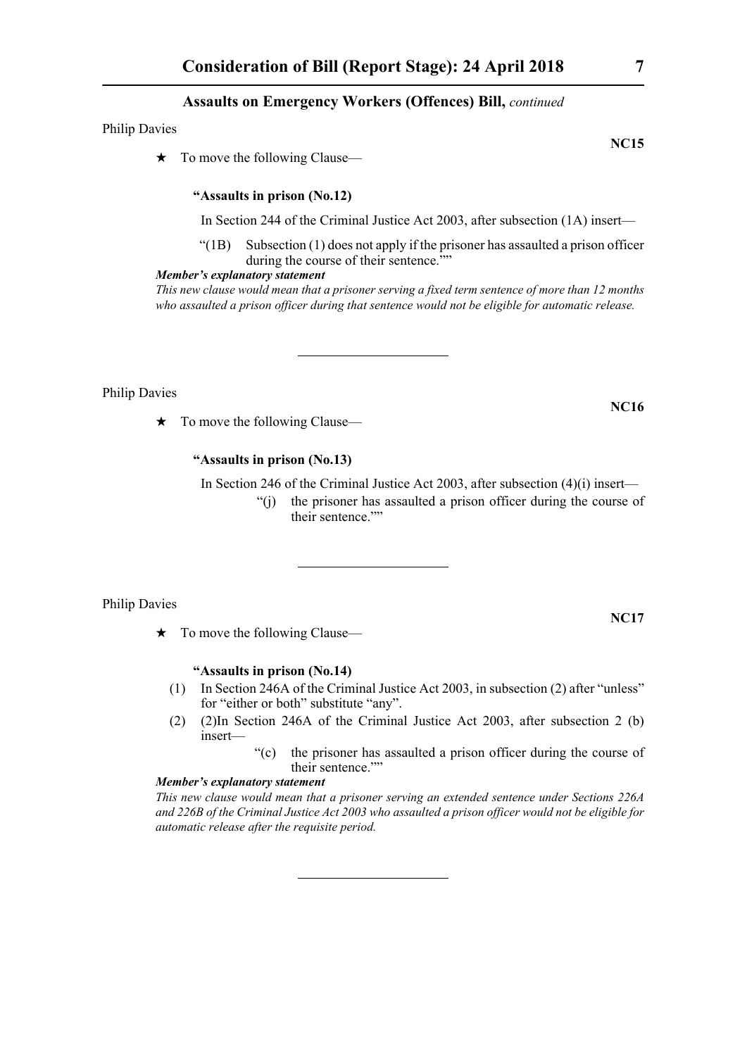Philip Davies

**NC15**

★ To move the following Clause—

**"Assaults in prison (No.12)**

In Section 244 of the Criminal Justice Act 2003, after subsection (1A) insert—

"(1B) Subsection (1) does not apply if the prisoner has assaulted a prison officer during the course of their sentence.""

***Member's explanatory statement***

*This new clause would mean that a prisoner serving a fixed term sentence of more than 12 months who assaulted a prison officer during that sentence would not be eligible for automatic release.*

---

Philip Davies

**NC16**

★ To move the following Clause—

**"Assaults in prison (No.13)**

In Section 246 of the Criminal Justice Act 2003, after subsection (4)(i) insert—

"(j) the prisoner has assaulted a prison officer during the course of their sentence.""

---

Philip Davies

**NC17**

★ To move the following Clause—

**"Assaults in prison (No.14)**

(1) In Section 246A of the Criminal Justice Act 2003, in subsection (2) after "unless" for "either or both" substitute "any".

(2) (2)In Section 246A of the Criminal Justice Act 2003, after subsection 2 (b) insert—

"(c) the prisoner has assaulted a prison officer during the course of their sentence.""

***Member's explanatory statement***

*This new clause would mean that a prisoner serving an extended sentence under Sections 226A and 226B of the Criminal Justice Act 2003 who assaulted a prison officer would not be eligible for automatic release after the requisite period.*

---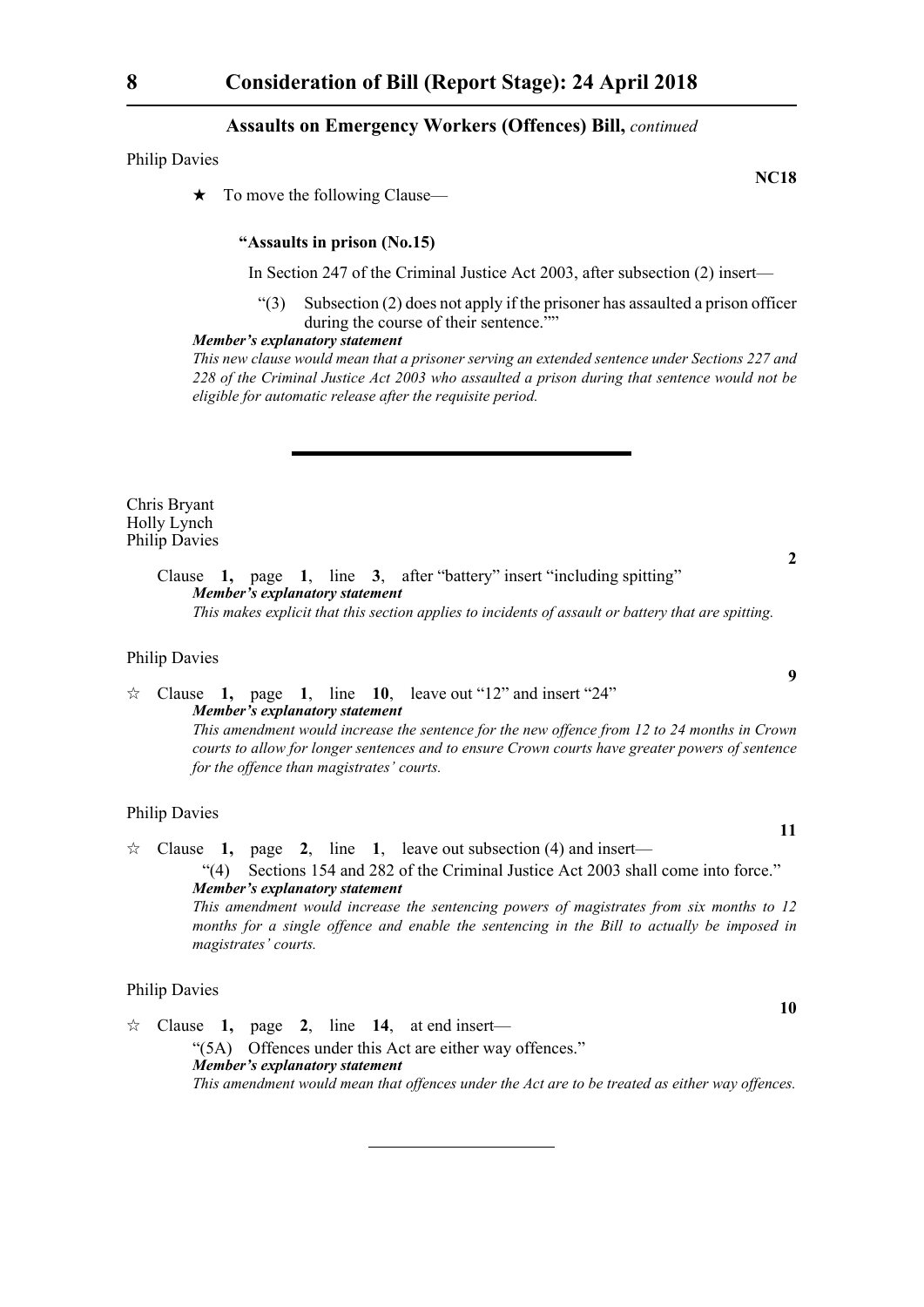Philip Davies

**NC18**

★ To move the following Clause—

**"Assaults in prison (No.15)**

In Section 247 of the Criminal Justice Act 2003, after subsection (2) insert—

"(3) Subsection (2) does not apply if the prisoner has assaulted a prison officer during the course of their sentence.""

***Member's explanatory statement***

*This new clause would mean that a prisoner serving an extended sentence under Sections 227 and 228 of the Criminal Justice Act 2003 who assaulted a prison during that sentence would not be eligible for automatic release after the requisite period.*

---

Chris Bryant
Holly Lynch
Philip Davies

**2**

Clause **1,** page **1**, line **3**, after "battery" insert "including spitting"

***Member's explanatory statement***

*This makes explicit that this section applies to incidents of assault or battery that are spitting.*

Philip Davies

**9**

☆ Clause **1,** page **1**, line **10**, leave out "12" and insert "24"

***Member's explanatory statement***

*This amendment would increase the sentence for the new offence from 12 to 24 months in Crown courts to allow for longer sentences and to ensure Crown courts have greater powers of sentence for the offence than magistrates' courts.*

Philip Davies

**11**

☆ Clause **1,** page **2**, line **1**, leave out subsection (4) and insert—

"(4) Sections 154 and 282 of the Criminal Justice Act 2003 shall come into force."

***Member's explanatory statement***

*This amendment would increase the sentencing powers of magistrates from six months to 12 months for a single offence and enable the sentencing in the Bill to actually be imposed in magistrates' courts.*

Philip Davies

**10**

☆ Clause **1,** page **2**, line **14**, at end insert—

"(5A) Offences under this Act are either way offences."

***Member's explanatory statement***

*This amendment would mean that offences under the Act are to be treated as either way offences.*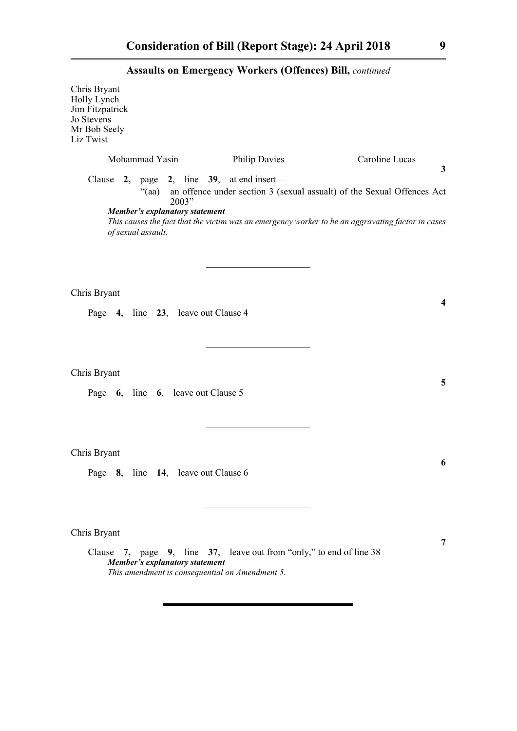## Assaults on Emergency Workers (Offences) Bill, *continued*

Chris Bryant
Holly Lynch
Jim Fitzpatrick
Jo Stevens
Mr Bob Seely
Liz Twist

Mohammad Yasin    Philip Davies    Caroline Lucas

**3**

Clause **2,** page **2**, line **39**, at end insert—

"(aa) an offence under section 3 (sexual assault) of the Sexual Offences Act 2003"

***Member's explanatory statement***

*This causes the fact that the victim was an emergency worker to be an aggravating factor in cases of sexual assault.*

---

Chris Bryant

**4**

Page **4**, line **23**, leave out Clause 4

---

Chris Bryant

**5**

Page **6**, line **6**, leave out Clause 5

---

Chris Bryant

**6**

Page **8**, line **14**, leave out Clause 6

---

Chris Bryant

**7**

Clause **7,** page **9**, line **37**, leave out from "only," to end of line 38

***Member's explanatory statement***

*This amendment is consequential on Amendment 5.*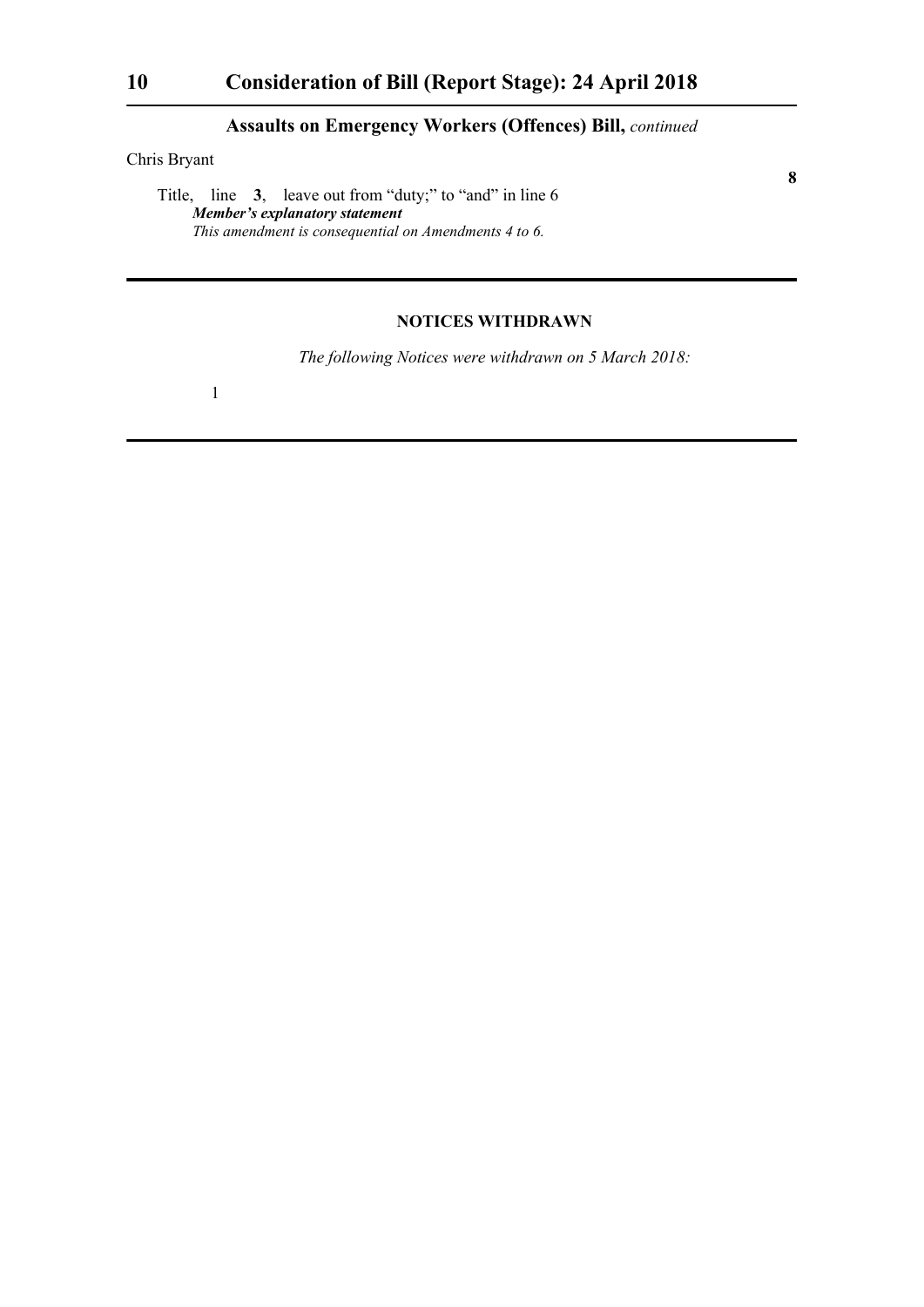## Assaults on Emergency Workers (Offences) Bill, *continued*

Chris Bryant

**8**

Title, line **3**, leave out from "duty;" to "and" in line 6

***Member's explanatory statement***

*This amendment is consequential on Amendments 4 to 6.*

---

**NOTICES WITHDRAWN**

*The following Notices were withdrawn on 5 March 2018:*

1